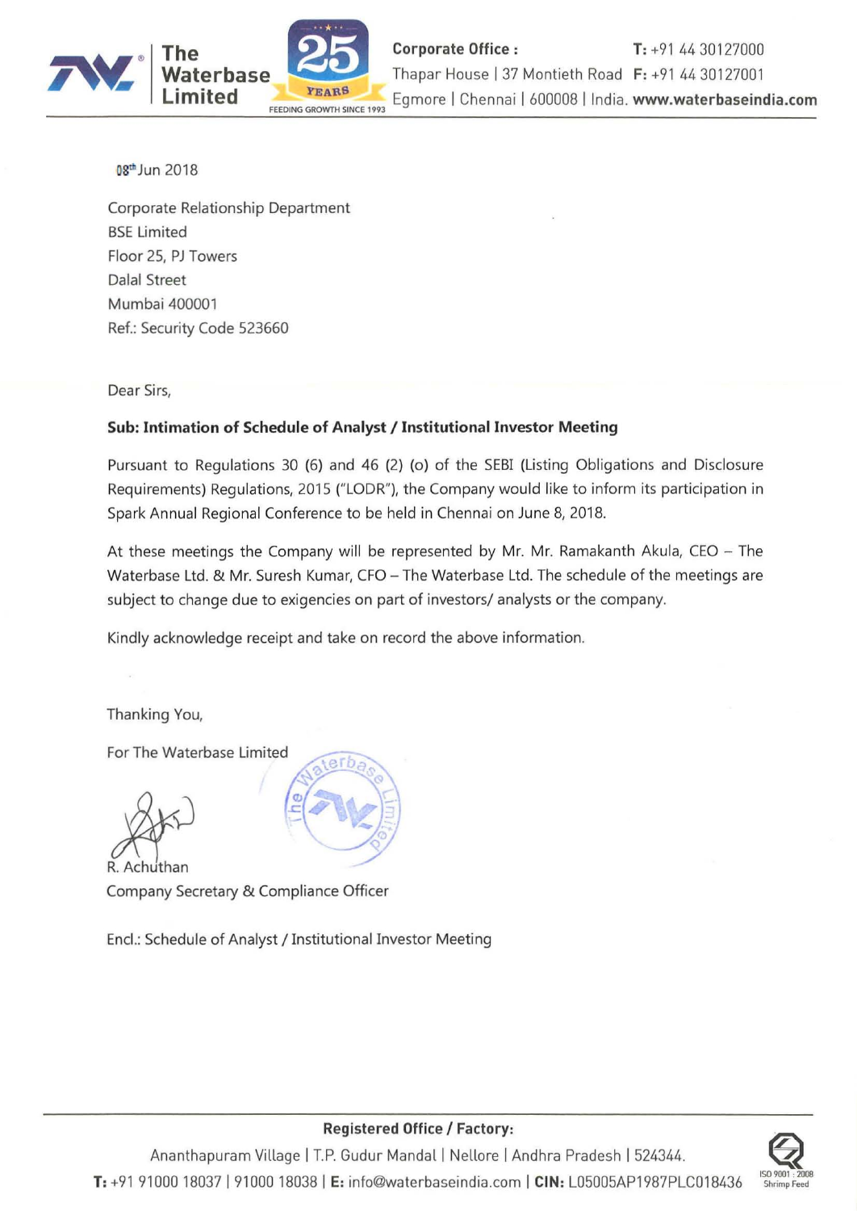**The Waterbase Limited**

FEEDING GROWTH SINCE 1993

**Corporate Office :** Thapar House | 37 Montieth Road Egmore | Chennai | 600008 | India. **T:** +91 44 30127000 **F:** +91 44 30127001 **www.waterbaseindia.com**

08th Jun 2018

Corporate Relationship Department
BSE Limited
Floor 25, PJ Towers
Dalal Street
Mumbai 400001
Ref.: Security Code 523660

Dear Sirs,

**Sub: Intimation of Schedule of Analyst / Institutional Investor Meeting**

Pursuant to Regulations 30 (6) and 46 (2) (o) of the SEBI (Listing Obligations and Disclosure Requirements) Regulations, 2015 ("LODR"), the Company would like to inform its participation in Spark Annual Regional Conference to be held in Chennai on June 8, 2018.

At these meetings the Company will be represented by Mr. Mr. Ramakanth Akula, CEO – The Waterbase Ltd. & Mr. Suresh Kumar, CFO – The Waterbase Ltd. The schedule of the meetings are subject to change due to exigencies on part of investors/ analysts or the company.

Kindly acknowledge receipt and take on record the above information.

Thanking You,

For The Waterbase Limited

R. Achuthan
Company Secretary & Compliance Officer

Encl.: Schedule of Analyst / Institutional Investor Meeting

**Registered Office / Factory:**
Ananthapuram Village | T.P. Gudur Mandal | Nellore | Andhra Pradesh | 524344.
**T:** +91 91000 18037 | 91000 18038 | **E:** info@waterbaseindia.com | **CIN:** L05005AP1987PLC018436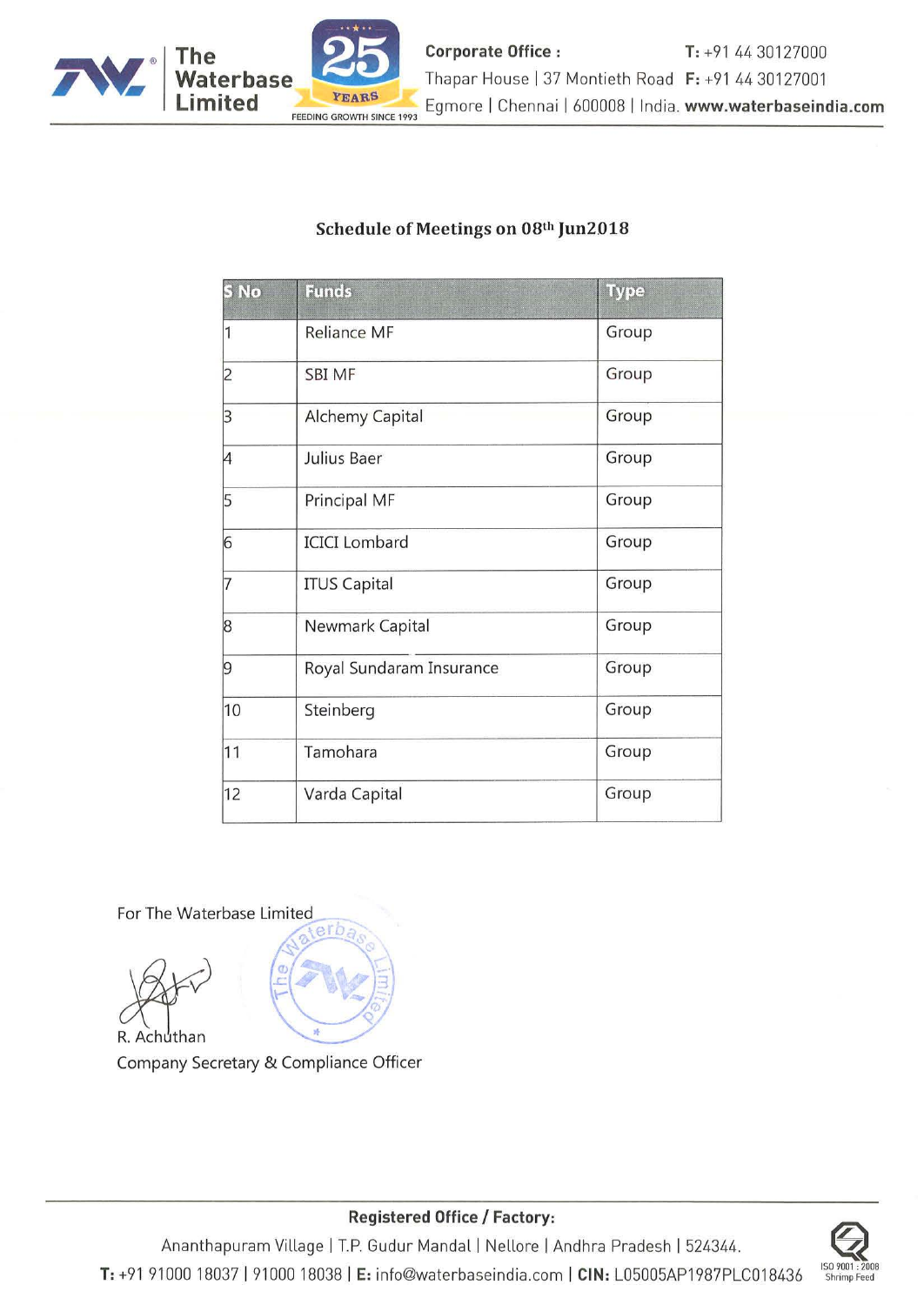### Schedule of Meetings on 08th Jun2018

| S No | Funds | Type |
|---|---|---|
| 1 | Reliance MF | Group |
| 2 | SBI MF | Group |
| 3 | Alchemy Capital | Group |
| 4 | Julius Baer | Group |
| 5 | Principal MF | Group |
| 6 | ICICI Lombard | Group |
| 7 | ITUS Capital | Group |
| 8 | Newmark Capital | Group |
| 9 | Royal Sundaram Insurance | Group |
| 10 | Steinberg | Group |
| 11 | Tamohara | Group |
| 12 | Varda Capital | Group |

For The Waterbase Limited

R. Achuthan
Company Secretary & Compliance Officer